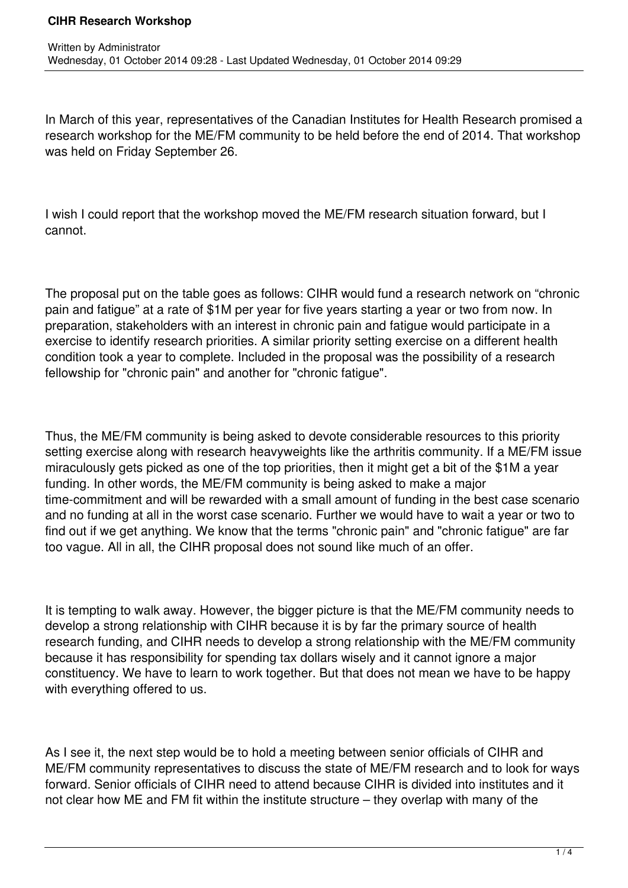# CIHR Research Workshop

Written by Administrator
Wednesday, 01 October 2014 09:28 - Last Updated Wednesday, 01 October 2014 09:29

In March of this year, representatives of the Canadian Institutes for Health Research promised a research workshop for the ME/FM community to be held before the end of 2014. That workshop was held on Friday September 26.

I wish I could report that the workshop moved the ME/FM research situation forward, but I cannot.

The proposal put on the table goes as follows: CIHR would fund a research network on "chronic pain and fatigue" at a rate of $1M per year for five years starting a year or two from now. In preparation, stakeholders with an interest in chronic pain and fatigue would participate in a exercise to identify research priorities. A similar priority setting exercise on a different health condition took a year to complete. Included in the proposal was the possibility of a research fellowship for "chronic pain" and another for "chronic fatigue".

Thus, the ME/FM community is being asked to devote considerable resources to this priority setting exercise along with research heavyweights like the arthritis community. If a ME/FM issue miraculously gets picked as one of the top priorities, then it might get a bit of the $1M a year funding. In other words, the ME/FM community is being asked to make a major time-commitment and will be rewarded with a small amount of funding in the best case scenario and no funding at all in the worst case scenario. Further we would have to wait a year or two to find out if we get anything. We know that the terms "chronic pain" and "chronic fatigue" are far too vague. All in all, the CIHR proposal does not sound like much of an offer.

It is tempting to walk away. However, the bigger picture is that the ME/FM community needs to develop a strong relationship with CIHR because it is by far the primary source of health research funding, and CIHR needs to develop a strong relationship with the ME/FM community because it has responsibility for spending tax dollars wisely and it cannot ignore a major constituency. We have to learn to work together. But that does not mean we have to be happy with everything offered to us.

As I see it, the next step would be to hold a meeting between senior officials of CIHR and ME/FM community representatives to discuss the state of ME/FM research and to look for ways forward. Senior officials of CIHR need to attend because CIHR is divided into institutes and it not clear how ME and FM fit within the institute structure – they overlap with many of the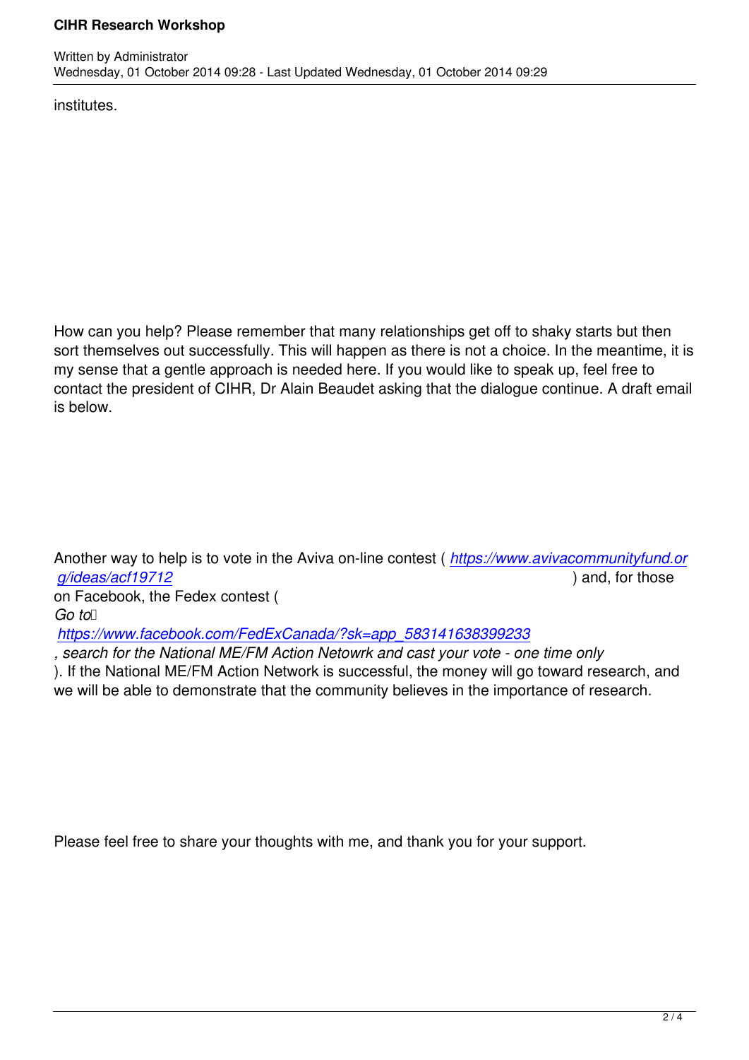institutes.

How can you help? Please remember that many relationships get off to shaky starts but then sort themselves out successfully. This will happen as there is not a choice. In the meantime, it is my sense that a gentle approach is needed here. If you would like to speak up, feel free to contact the president of CIHR, Dr Alain Beaudet asking that the dialogue continue. A draft email is below.

Another way to help is to vote in the Aviva on-line contest ( *https://www.avivacommunityfund.org/ideas/acf19712* ) and, for those on Facebook, the Fedex contest ( *Go to* *https://www.facebook.com/FedExCanada/?sk=app_583141638399233* *, search for the National ME/FM Action Netowrk and cast your vote - one time only* ). If the National ME/FM Action Network is successful, the money will go toward research, and we will be able to demonstrate that the community believes in the importance of research.

Please feel free to share your thoughts with me, and thank you for your support.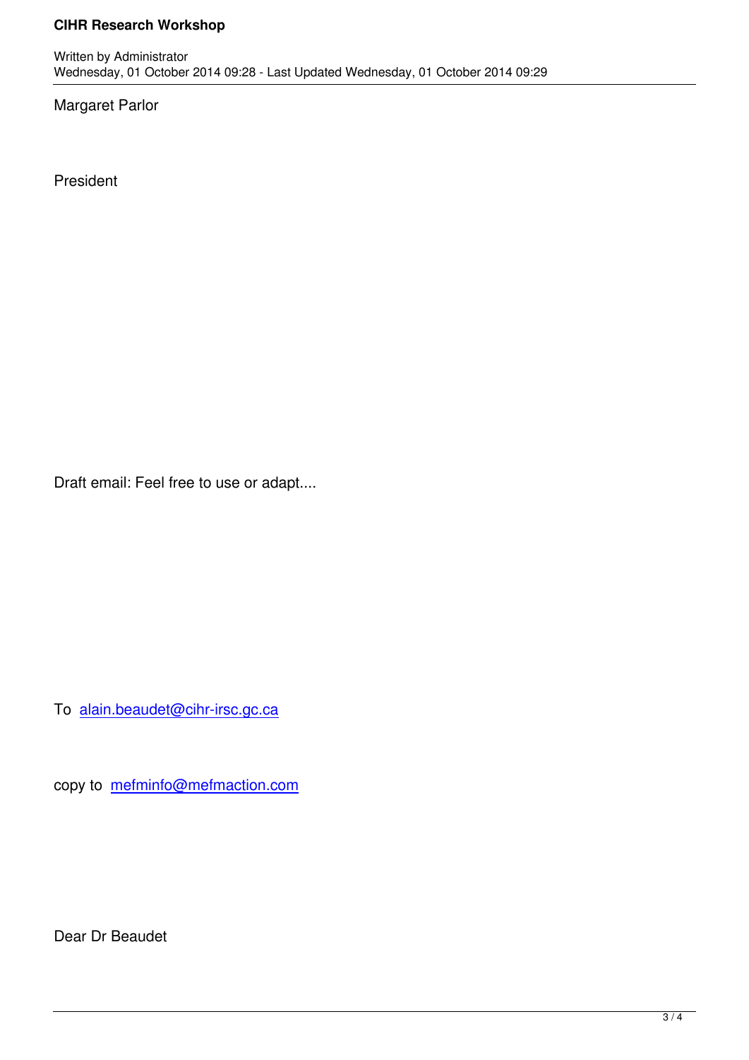Margaret Parlor

President

Draft email: Feel free to use or adapt....

To alain.beaudet@cihr-irsc.gc.ca

copy to mefminfo@mefmaction.com

Dear Dr Beaudet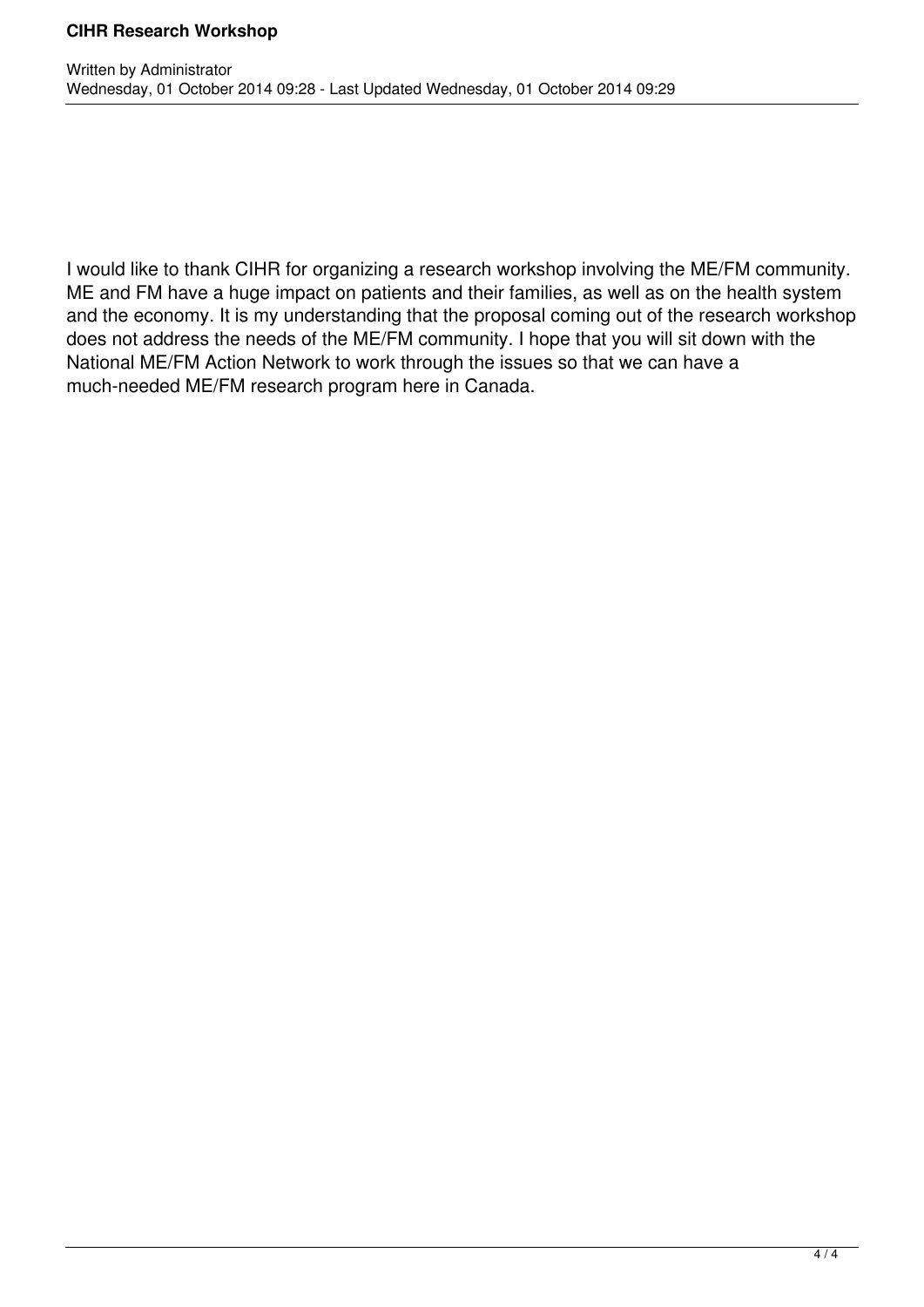I would like to thank CIHR for organizing a research workshop involving the ME/FM community. ME and FM have a huge impact on patients and their families, as well as on the health system and the economy. It is my understanding that the proposal coming out of the research workshop does not address the needs of the ME/FM community. I hope that you will sit down with the National ME/FM Action Network to work through the issues so that we can have a much-needed ME/FM research program here in Canada.